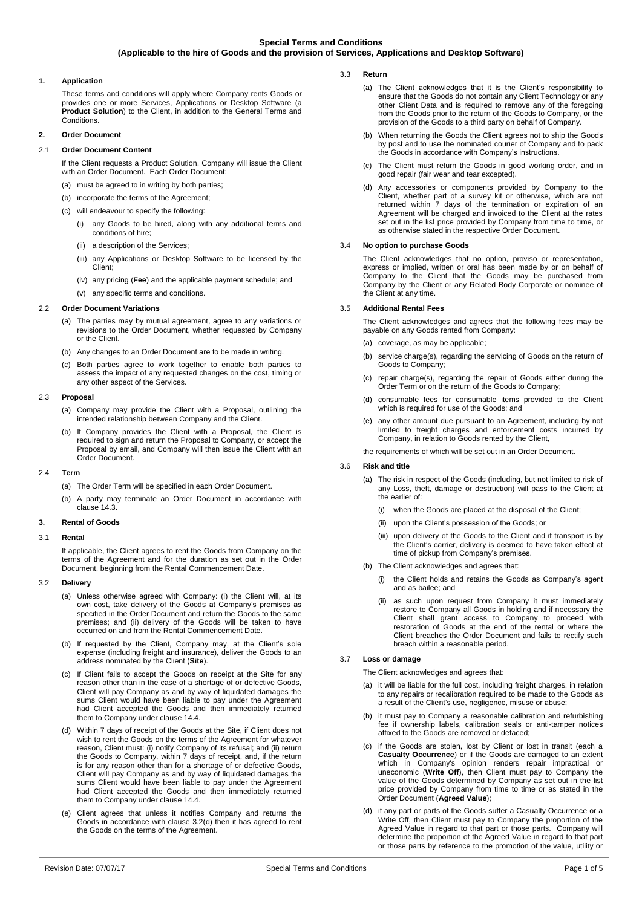# Special Terms and Conditions
## (Applicable to the hire of Goods and the provision of Services, Applications and Desktop Software)

### 1. Application

These terms and conditions will apply where Company rents Goods or provides one or more Services, Applications or Desktop Software (a **Product Solution**) to the Client, in addition to the General Terms and Conditions.

### 2. Order Document

#### 2.1 Order Document Content

If the Client requests a Product Solution, Company will issue the Client with an Order Document. Each Order Document:

(a) must be agreed to in writing by both parties;

(b) incorporate the terms of the Agreement;

(c) will endeavour to specify the following:

- (i) any Goods to be hired, along with any additional terms and conditions of hire;
- (ii) a description of the Services;
- (iii) any Applications or Desktop Software to be licensed by the Client;
- (iv) any pricing (**Fee**) and the applicable payment schedule; and
- (v) any specific terms and conditions.

#### 2.2 Order Document Variations

(a) The parties may by mutual agreement, agree to any variations or revisions to the Order Document, whether requested by Company or the Client.

(b) Any changes to an Order Document are to be made in writing.

(c) Both parties agree to work together to enable both parties to assess the impact of any requested changes on the cost, timing or any other aspect of the Services.

#### 2.3 Proposal

(a) Company may provide the Client with a Proposal, outlining the intended relationship between Company and the Client.

(b) If Company provides the Client with a Proposal, the Client is required to sign and return the Proposal to Company, or accept the Proposal by email, and Company will then issue the Client with an Order Document.

#### 2.4 Term

(a) The Order Term will be specified in each Order Document.

(b) A party may terminate an Order Document in accordance with clause 14.3.

### 3. Rental of Goods

#### 3.1 Rental

If applicable, the Client agrees to rent the Goods from Company on the terms of the Agreement and for the duration as set out in the Order Document, beginning from the Rental Commencement Date.

#### 3.2 Delivery

(a) Unless otherwise agreed with Company: (i) the Client will, at its own cost, take delivery of the Goods at Company's premises as specified in the Order Document and return the Goods to the same premises; and (ii) delivery of the Goods will be taken to have occurred on and from the Rental Commencement Date.

(b) If requested by the Client, Company may, at the Client's sole expense (including freight and insurance), deliver the Goods to an address nominated by the Client (**Site**).

(c) If Client fails to accept the Goods on receipt at the Site for any reason other than in the case of a shortage of or defective Goods, Client will pay Company as and by way of liquidated damages the sums Client would have been liable to pay under the Agreement had Client accepted the Goods and then immediately returned them to Company under clause 14.4.

(d) Within 7 days of receipt of the Goods at the Site, if Client does not wish to rent the Goods on the terms of the Agreement for whatever reason, Client must: (i) notify Company of its refusal; and (ii) return the Goods to Company, within 7 days of receipt, and, if the return is for any reason other than for a shortage of or defective Goods, Client will pay Company as and by way of liquidated damages the sums Client would have been liable to pay under the Agreement had Client accepted the Goods and then immediately returned them to Company under clause 14.4.

(e) Client agrees that unless it notifies Company and returns the Goods in accordance with clause 3.2(d) then it has agreed to rent the Goods on the terms of the Agreement.

#### 3.3 Return

(a) The Client acknowledges that it is the Client's responsibility to ensure that the Goods do not contain any Client Technology or any other Client Data and is required to remove any of the foregoing from the Goods prior to the return of the Goods to Company, or the provision of the Goods to a third party on behalf of Company.

(b) When returning the Goods the Client agrees not to ship the Goods by post and to use the nominated courier of Company and to pack the Goods in accordance with Company's instructions.

(c) The Client must return the Goods in good working order, and in good repair (fair wear and tear excepted).

(d) Any accessories or components provided by Company to the Client, whether part of a survey kit or otherwise, which are not returned within 7 days of the termination or expiration of an Agreement will be charged and invoiced to the Client at the rates set out in the list price provided by Company from time to time, or as otherwise stated in the respective Order Document.

#### 3.4 No option to purchase Goods

The Client acknowledges that no option, proviso or representation, express or implied, written or oral has been made by or on behalf of Company to the Client that the Goods may be purchased from Company by the Client or any Related Body Corporate or nominee of the Client at any time.

#### 3.5 Additional Rental Fees

The Client acknowledges and agrees that the following fees may be payable on any Goods rented from Company:

(a) coverage, as may be applicable;

(b) service charge(s), regarding the servicing of Goods on the return of Goods to Company;

(c) repair charge(s), regarding the repair of Goods either during the Order Term or on the return of the Goods to Company;

(d) consumable fees for consumable items provided to the Client which is required for use of the Goods; and

(e) any other amount due pursuant to an Agreement, including by not limited to freight charges and enforcement costs incurred by Company, in relation to Goods rented by the Client,

the requirements of which will be set out in an Order Document.

#### 3.6 Risk and title

(a) The risk in respect of the Goods (including, but not limited to risk of any Loss, theft, damage or destruction) will pass to the Client at the earlier of:

- (i) when the Goods are placed at the disposal of the Client;
- (ii) upon the Client's possession of the Goods; or
- (iii) upon delivery of the Goods to the Client and if transport is by the Client's carrier, delivery is deemed to have taken effect at time of pickup from Company's premises.

(b) The Client acknowledges and agrees that:

- (i) the Client holds and retains the Goods as Company's agent and as bailee; and
- (ii) as such upon request from Company it must immediately restore to Company all Goods in holding and if necessary the Client shall grant access to Company to proceed with restoration of Goods at the end of the rental or where the Client breaches the Order Document and fails to rectify such breach within a reasonable period.

#### 3.7 Loss or damage

The Client acknowledges and agrees that:

(a) it will be liable for the full cost, including freight charges, in relation to any repairs or recalibration required to be made to the Goods as a result of the Client's use, negligence, misuse or abuse;

(b) it must pay to Company a reasonable calibration and refurbishing fee if ownership labels, calibration seals or anti-tamper notices affixed to the Goods are removed or defaced;

(c) if the Goods are stolen, lost by Client or lost in transit (each a **Casualty Occurrence**) or if the Goods are damaged to an extent which in Company's opinion renders repair impractical or uneconomic (**Write Off**), then Client must pay to Company the value of the Goods determined by Company as set out in the list price provided by Company from time to time or as stated in the Order Document (**Agreed Value**);

(d) if any part or parts of the Goods suffer a Casualty Occurrence or a Write Off, then Client must pay to Company the proportion of the Agreed Value in regard to that part or those parts. Company will determine the proportion of the Agreed Value in regard to that part or those parts by reference to the promotion of the value, utility or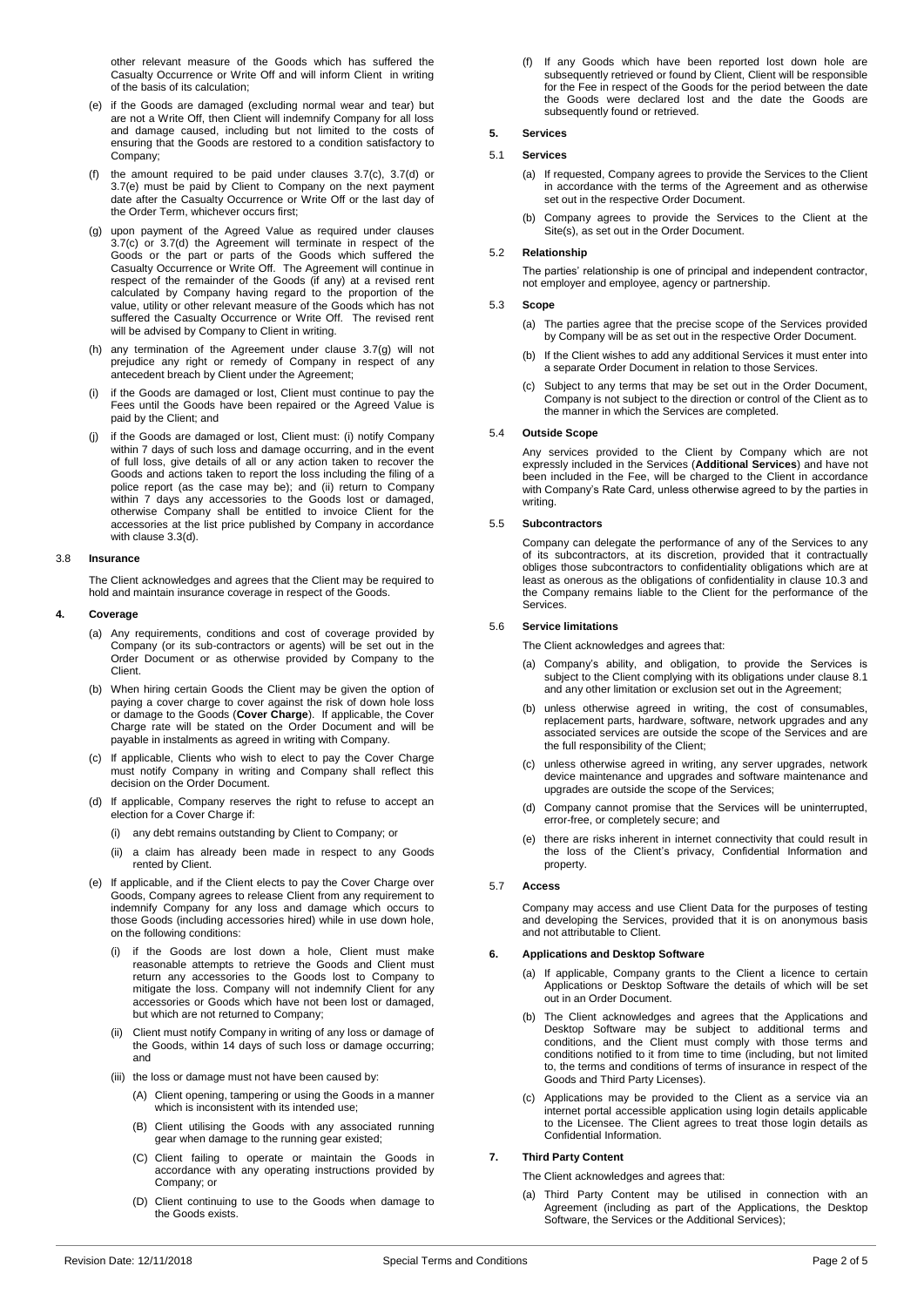other relevant measure of the Goods which has suffered the Casualty Occurrence or Write Off and will inform Client in writing of the basis of its calculation;

(e) if the Goods are damaged (excluding normal wear and tear) but are not a Write Off, then Client will indemnify Company for all loss and damage caused, including but not limited to the costs of ensuring that the Goods are restored to a condition satisfactory to Company;

(f) the amount required to be paid under clauses 3.7(c), 3.7(d) or 3.7(e) must be paid by Client to Company on the next payment date after the Casualty Occurrence or Write Off or the last day of the Order Term, whichever occurs first;

(g) upon payment of the Agreed Value as required under clauses 3.7(c) or 3.7(d) the Agreement will terminate in respect of the Goods or the part or parts of the Goods which suffered the Casualty Occurrence or Write Off. The Agreement will continue in respect of the remainder of the Goods (if any) at a revised rent calculated by Company having regard to the proportion of the value, utility or other relevant measure of the Goods which has not suffered the Casualty Occurrence or Write Off. The revised rent will be advised by Company to Client in writing.

(h) any termination of the Agreement under clause 3.7(g) will not prejudice any right or remedy of Company in respect of any antecedent breach by Client under the Agreement;

(i) if the Goods are damaged or lost, Client must continue to pay the Fees until the Goods have been repaired or the Agreed Value is paid by the Client; and

(j) if the Goods are damaged or lost, Client must: (i) notify Company within 7 days of such loss and damage occurring, and in the event of full loss, give details of all or any action taken to recover the Goods and actions taken to report the loss including the filing of a police report (as the case may be); and (ii) return to Company within 7 days any accessories to the Goods lost or damaged, otherwise Company shall be entitled to invoice Client for the accessories at the list price published by Company in accordance with clause 3.3(d).

### 3.8 Insurance

The Client acknowledges and agrees that the Client may be required to hold and maintain insurance coverage in respect of the Goods.

## 4. Coverage

(a) Any requirements, conditions and cost of coverage provided by Company (or its sub-contractors or agents) will be set out in the Order Document or as otherwise provided by Company to the Client.

(b) When hiring certain Goods the Client may be given the option of paying a cover charge to cover against the risk of down hole loss or damage to the Goods (**Cover Charge**). If applicable, the Cover Charge rate will be stated on the Order Document and will be payable in instalments as agreed in writing with Company.

(c) If applicable, Clients who wish to elect to pay the Cover Charge must notify Company in writing and Company shall reflect this decision on the Order Document.

(d) If applicable, Company reserves the right to refuse to accept an election for a Cover Charge if:

(i) any debt remains outstanding by Client to Company; or

(ii) a claim has already been made in respect to any Goods rented by Client.

(e) If applicable, and if the Client elects to pay the Cover Charge over Goods, Company agrees to release Client from any requirement to indemnify Company for any loss and damage which occurs to those Goods (including accessories hired) while in use down hole, on the following conditions:

(i) if the Goods are lost down a hole, Client must make reasonable attempts to retrieve the Goods and Client must return any accessories to the Goods lost to Company to mitigate the loss. Company will not indemnify Client for any accessories or Goods which have not been lost or damaged, but which are not returned to Company;

(ii) Client must notify Company in writing of any loss or damage of the Goods, within 14 days of such loss or damage occurring; and

(iii) the loss or damage must not have been caused by:

(A) Client opening, tampering or using the Goods in a manner which is inconsistent with its intended use;

(B) Client utilising the Goods with any associated running gear when damage to the running gear existed;

(C) Client failing to operate or maintain the Goods in accordance with any operating instructions provided by Company; or

(D) Client continuing to use to the Goods when damage to the Goods exists.

(f) If any Goods which have been reported lost down hole are subsequently retrieved or found by Client, Client will be responsible for the Fee in respect of the Goods for the period between the date the Goods were declared lost and the date the Goods are subsequently found or retrieved.

## 5. Services

### 5.1 Services

(a) If requested, Company agrees to provide the Services to the Client in accordance with the terms of the Agreement and as otherwise set out in the respective Order Document.

(b) Company agrees to provide the Services to the Client at the Site(s), as set out in the Order Document.

### 5.2 Relationship

The parties' relationship is one of principal and independent contractor, not employer and employee, agency or partnership.

### 5.3 Scope

(a) The parties agree that the precise scope of the Services provided by Company will be as set out in the respective Order Document.

(b) If the Client wishes to add any additional Services it must enter into a separate Order Document in relation to those Services.

(c) Subject to any terms that may be set out in the Order Document, Company is not subject to the direction or control of the Client as to the manner in which the Services are completed.

### 5.4 Outside Scope

Any services provided to the Client by Company which are not expressly included in the Services (**Additional Services**) and have not been included in the Fee, will be charged to the Client in accordance with Company's Rate Card, unless otherwise agreed to by the parties in writing.

### 5.5 Subcontractors

Company can delegate the performance of any of the Services to any of its subcontractors, at its discretion, provided that it contractually obliges those subcontractors to confidentiality obligations which are at least as onerous as the obligations of confidentiality in clause 10.3 and the Company remains liable to the Client for the performance of the Services.

### 5.6 Service limitations

The Client acknowledges and agrees that:

(a) Company's ability, and obligation, to provide the Services is subject to the Client complying with its obligations under clause 8.1 and any other limitation or exclusion set out in the Agreement;

(b) unless otherwise agreed in writing, the cost of consumables, replacement parts, hardware, software, network upgrades and any associated services are outside the scope of the Services and are the full responsibility of the Client;

(c) unless otherwise agreed in writing, any server upgrades, network device maintenance and upgrades and software maintenance and upgrades are outside the scope of the Services;

(d) Company cannot promise that the Services will be uninterrupted, error-free, or completely secure; and

(e) there are risks inherent in internet connectivity that could result in the loss of the Client's privacy, Confidential Information and property.

### 5.7 Access

Company may access and use Client Data for the purposes of testing and developing the Services, provided that it is on anonymous basis and not attributable to Client.

## 6. Applications and Desktop Software

(a) If applicable, Company grants to the Client a licence to certain Applications or Desktop Software the details of which will be set out in an Order Document.

(b) The Client acknowledges and agrees that the Applications and Desktop Software may be subject to additional terms and conditions, and the Client must comply with those terms and conditions notified to it from time to time (including, but not limited to, the terms and conditions of terms of insurance in respect of the Goods and Third Party Licenses).

(c) Applications may be provided to the Client as a service via an internet portal accessible application using login details applicable to the Licensee. The Client agrees to treat those login details as Confidential Information.

## 7. Third Party Content

The Client acknowledges and agrees that:

(a) Third Party Content may be utilised in connection with an Agreement (including as part of the Applications, the Desktop Software, the Services or the Additional Services);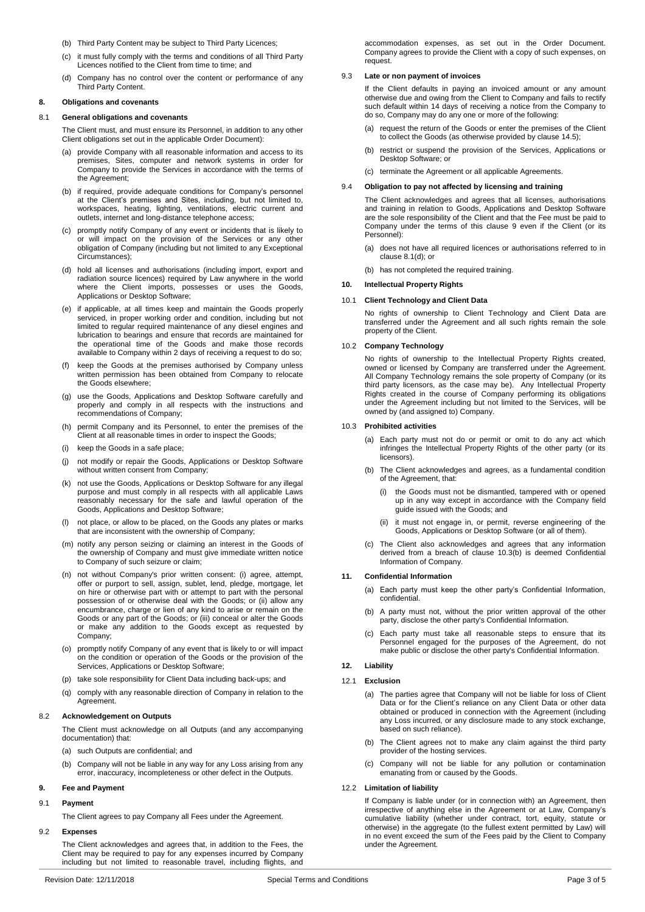(b) Third Party Content may be subject to Third Party Licences;

(c) it must fully comply with the terms and conditions of all Third Party Licences notified to the Client from time to time; and

(d) Company has no control over the content or performance of any Third Party Content.

## 8. Obligations and covenants

### 8.1 General obligations and covenants

The Client must, and must ensure its Personnel, in addition to any other Client obligations set out in the applicable Order Document):

(a) provide Company with all reasonable information and access to its premises, Sites, computer and network systems in order for Company to provide the Services in accordance with the terms of the Agreement;

(b) if required, provide adequate conditions for Company's personnel at the Client's premises and Sites, including, but not limited to, workspaces, heating, lighting, ventilations, electric current and outlets, internet and long-distance telephone access;

(c) promptly notify Company of any event or incidents that is likely to or will impact on the provision of the Services or any other obligation of Company (including but not limited to any Exceptional Circumstances);

(d) hold all licenses and authorisations (including import, export and radiation source licences) required by Law anywhere in the world where the Client imports, possesses or uses the Goods, Applications or Desktop Software;

(e) if applicable, at all times keep and maintain the Goods properly serviced, in proper working order and condition, including but not limited to regular required maintenance of any diesel engines and lubrication to bearings and ensure that records are maintained for the operational time of the Goods and make those records available to Company within 2 days of receiving a request to do so;

(f) keep the Goods at the premises authorised by Company unless written permission has been obtained from Company to relocate the Goods elsewhere;

(g) use the Goods, Applications and Desktop Software carefully and properly and comply in all respects with the instructions and recommendations of Company;

(h) permit Company and its Personnel, to enter the premises of the Client at all reasonable times in order to inspect the Goods;

(i) keep the Goods in a safe place;

(j) not modify or repair the Goods, Applications or Desktop Software without written consent from Company;

(k) not use the Goods, Applications or Desktop Software for any illegal purpose and must comply in all respects with all applicable Laws reasonably necessary for the safe and lawful operation of the Goods, Applications and Desktop Software;

(l) not place, or allow to be placed, on the Goods any plates or marks that are inconsistent with the ownership of Company;

(m) notify any person seizing or claiming an interest in the Goods of the ownership of Company and must give immediate written notice to Company of such seizure or claim;

(n) not without Company's prior written consent: (i) agree, attempt, offer or purport to sell, assign, sublet, lend, pledge, mortgage, let on hire or otherwise part with or attempt to part with the personal possession of or otherwise deal with the Goods; or (ii) allow any encumbrance, charge or lien of any kind to arise or remain on the Goods or any part of the Goods; or (iii) conceal or alter the Goods or make any addition to the Goods except as requested by Company;

(o) promptly notify Company of any event that is likely to or will impact on the condition or operation of the Goods or the provision of the Services, Applications or Desktop Software;

(p) take sole responsibility for Client Data including back-ups; and

(q) comply with any reasonable direction of Company in relation to the Agreement.

### 8.2 Acknowledgement on Outputs

The Client must acknowledge on all Outputs (and any accompanying documentation) that:

(a) such Outputs are confidential; and

(b) Company will not be liable in any way for any Loss arising from any error, inaccuracy, incompleteness or other defect in the Outputs.

## 9. Fee and Payment

### 9.1 Payment

The Client agrees to pay Company all Fees under the Agreement.

### 9.2 Expenses

The Client acknowledges and agrees that, in addition to the Fees, the Client may be required to pay for any expenses incurred by Company including but not limited to reasonable travel, including flights, and accommodation expenses, as set out in the Order Document. Company agrees to provide the Client with a copy of such expenses, on request.

### 9.3 Late or non payment of invoices

If the Client defaults in paying an invoiced amount or any amount otherwise due and owing from the Client to Company and fails to rectify such default within 14 days of receiving a notice from the Company to do so, Company may do any one or more of the following:

(a) request the return of the Goods or enter the premises of the Client to collect the Goods (as otherwise provided by clause 14.5);

(b) restrict or suspend the provision of the Services, Applications or Desktop Software; or

(c) terminate the Agreement or all applicable Agreements.

### 9.4 Obligation to pay not affected by licensing and training

The Client acknowledges and agrees that all licenses, authorisations and training in relation to Goods, Applications and Desktop Software are the sole responsibility of the Client and that the Fee must be paid to Company under the terms of this clause 9 even if the Client (or its Personnel):

(a) does not have all required licences or authorisations referred to in clause 8.1(d); or

(b) has not completed the required training.

## 10. Intellectual Property Rights

### 10.1 Client Technology and Client Data

No rights of ownership to Client Technology and Client Data are transferred under the Agreement and all such rights remain the sole property of the Client.

### 10.2 Company Technology

No rights of ownership to the Intellectual Property Rights created, owned or licensed by Company are transferred under the Agreement. All Company Technology remains the sole property of Company (or its third party licensors, as the case may be). Any Intellectual Property Rights created in the course of Company performing its obligations under the Agreement including but not limited to the Services, will be owned by (and assigned to) Company.

### 10.3 Prohibited activities

(a) Each party must not do or permit or omit to do any act which infringes the Intellectual Property Rights of the other party (or its licensors).

(b) The Client acknowledges and agrees, as a fundamental condition of the Agreement, that:

(i) the Goods must not be dismantled, tampered with or opened up in any way except in accordance with the Company field guide issued with the Goods; and

(ii) it must not engage in, or permit, reverse engineering of the Goods, Applications or Desktop Software (or all of them).

(c) The Client also acknowledges and agrees that any information derived from a breach of clause 10.3(b) is deemed Confidential Information of Company.

## 11. Confidential Information

(a) Each party must keep the other party's Confidential Information, confidential.

(b) A party must not, without the prior written approval of the other party, disclose the other party's Confidential Information.

(c) Each party must take all reasonable steps to ensure that its Personnel engaged for the purposes of the Agreement, do not make public or disclose the other party's Confidential Information.

## 12. Liability

### 12.1 Exclusion

(a) The parties agree that Company will not be liable for loss of Client Data or for the Client's reliance on any Client Data or other data obtained or produced in connection with the Agreement (including any Loss incurred, or any disclosure made to any stock exchange, based on such reliance).

(b) The Client agrees not to make any claim against the third party provider of the hosting services.

(c) Company will not be liable for any pollution or contamination emanating from or caused by the Goods.

### 12.2 Limitation of liability

If Company is liable under (or in connection with) an Agreement, then irrespective of anything else in the Agreement or at Law, Company's cumulative liability (whether under contract, tort, equity, statute or otherwise) in the aggregate (to the fullest extent permitted by Law) will in no event exceed the sum of the Fees paid by the Client to Company under the Agreement.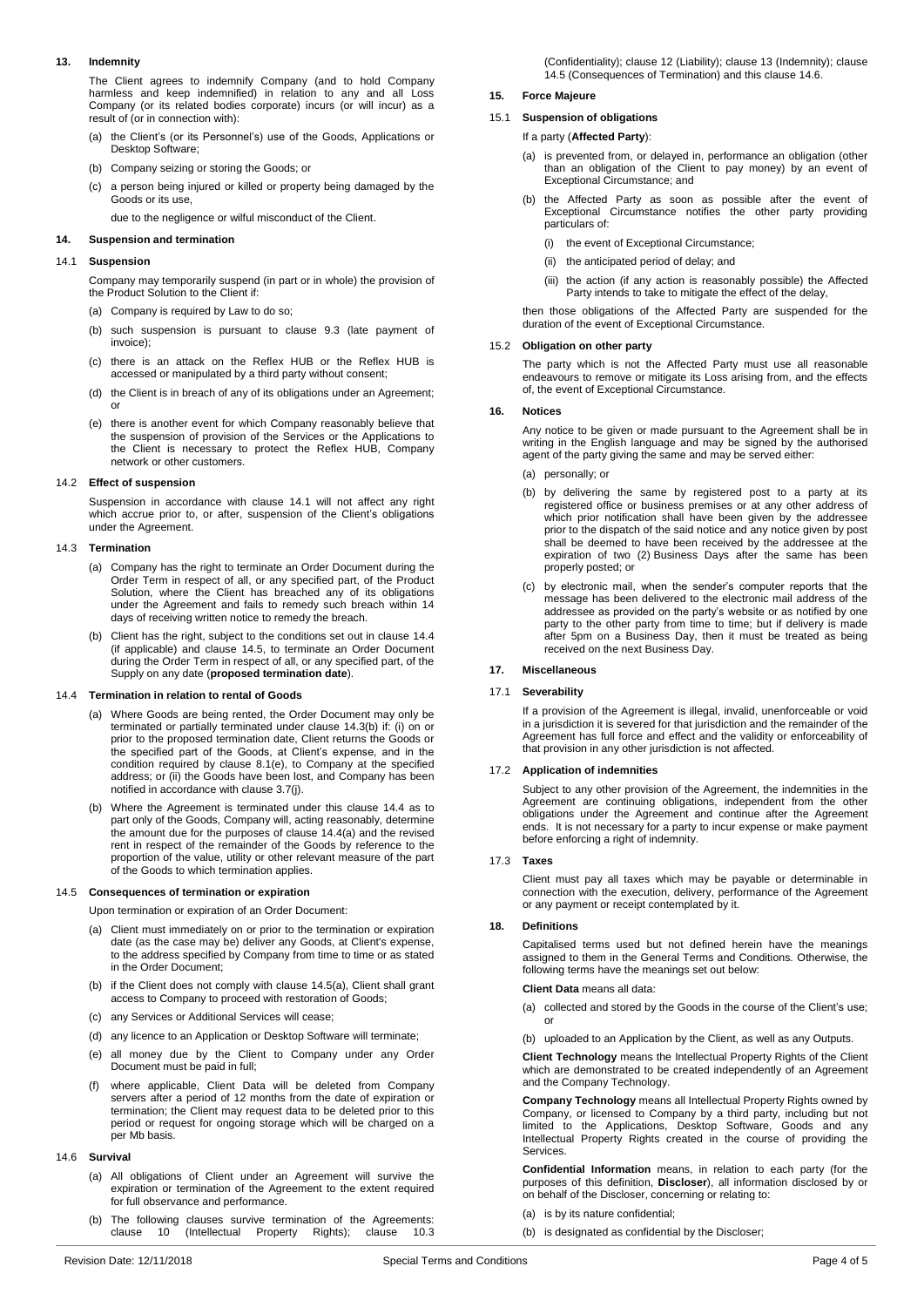## 13. Indemnity

The Client agrees to indemnify Company (and to hold Company harmless and keep indemnified) in relation to any and all Loss Company (or its related bodies corporate) incurs (or will incur) as a result of (or in connection with):

(a) the Client's (or its Personnel's) use of the Goods, Applications or Desktop Software;

(b) Company seizing or storing the Goods; or

(c) a person being injured or killed or property being damaged by the Goods or its use,

due to the negligence or wilful misconduct of the Client.

## 14. Suspension and termination

### 14.1 Suspension

Company may temporarily suspend (in part or in whole) the provision of the Product Solution to the Client if:

(a) Company is required by Law to do so;

(b) such suspension is pursuant to clause 9.3 (late payment of invoice);

(c) there is an attack on the Reflex HUB or the Reflex HUB is accessed or manipulated by a third party without consent;

(d) the Client is in breach of any of its obligations under an Agreement; or

(e) there is another event for which Company reasonably believe that the suspension of provision of the Services or the Applications to the Client is necessary to protect the Reflex HUB, Company network or other customers.

### 14.2 Effect of suspension

Suspension in accordance with clause 14.1 will not affect any right which accrue prior to, or after, suspension of the Client's obligations under the Agreement.

### 14.3 Termination

(a) Company has the right to terminate an Order Document during the Order Term in respect of all, or any specified part, of the Product Solution, where the Client has breached any of its obligations under the Agreement and fails to remedy such breach within 14 days of receiving written notice to remedy the breach.

(b) Client has the right, subject to the conditions set out in clause 14.4 (if applicable) and clause 14.5, to terminate an Order Document during the Order Term in respect of all, or any specified part, of the Supply on any date (**proposed termination date**).

### 14.4 Termination in relation to rental of Goods

(a) Where Goods are being rented, the Order Document may only be terminated or partially terminated under clause 14.3(b) if: (i) on or prior to the proposed termination date, Client returns the Goods or the specified part of the Goods, at Client's expense, and in the condition required by clause 8.1(e), to Company at the specified address; or (ii) the Goods have been lost, and Company has been notified in accordance with clause 3.7(j).

(b) Where the Agreement is terminated under this clause 14.4 as to part only of the Goods, Company will, acting reasonably, determine the amount due for the purposes of clause 14.4(a) and the revised rent in respect of the remainder of the Goods by reference to the proportion of the value, utility or other relevant measure of the part of the Goods to which termination applies.

### 14.5 Consequences of termination or expiration

Upon termination or expiration of an Order Document:

(a) Client must immediately on or prior to the termination or expiration date (as the case may be) deliver any Goods, at Client's expense, to the address specified by Company from time to time or as stated in the Order Document;

(b) if the Client does not comply with clause 14.5(a), Client shall grant access to Company to proceed with restoration of Goods;

(c) any Services or Additional Services will cease;

(d) any licence to an Application or Desktop Software will terminate;

(e) all money due by the Client to Company under any Order Document must be paid in full;

(f) where applicable, Client Data will be deleted from Company servers after a period of 12 months from the date of expiration or termination; the Client may request data to be deleted prior to this period or request for ongoing storage which will be charged on a per Mb basis.

### 14.6 Survival

(a) All obligations of Client under an Agreement will survive the expiration or termination of the Agreement to the extent required for full observance and performance.

(b) The following clauses survive termination of the Agreements: clause 10 (Intellectual Property Rights); clause 10.3 (Confidentiality); clause 12 (Liability); clause 13 (Indemnity); clause 14.5 (Consequences of Termination) and this clause 14.6.

## 15. Force Majeure

### 15.1 Suspension of obligations

If a party (**Affected Party**):

(a) is prevented from, or delayed in, performance an obligation (other than an obligation of the Client to pay money) by an event of Exceptional Circumstance; and

(b) the Affected Party as soon as possible after the event of Exceptional Circumstance notifies the other party providing particulars of:

(i) the event of Exceptional Circumstance;

(ii) the anticipated period of delay; and

(iii) the action (if any action is reasonably possible) the Affected Party intends to take to mitigate the effect of the delay,

then those obligations of the Affected Party are suspended for the duration of the event of Exceptional Circumstance.

### 15.2 Obligation on other party

The party which is not the Affected Party must use all reasonable endeavours to remove or mitigate its Loss arising from, and the effects of, the event of Exceptional Circumstance.

## 16. Notices

Any notice to be given or made pursuant to the Agreement shall be in writing in the English language and may be signed by the authorised agent of the party giving the same and may be served either:

(a) personally; or

(b) by delivering the same by registered post to a party at its registered office or business premises or at any other address of which prior notification shall have been given by the addressee prior to the dispatch of the said notice and any notice given by post shall be deemed to have been received by the addressee at the expiration of two (2) Business Days after the same has been properly posted; or

(c) by electronic mail, when the sender's computer reports that the message has been delivered to the electronic mail address of the addressee as provided on the party's website or as notified by one party to the other party from time to time; but if delivery is made after 5pm on a Business Day, then it must be treated as being received on the next Business Day.

## 17. Miscellaneous

### 17.1 Severability

If a provision of the Agreement is illegal, invalid, unenforceable or void in a jurisdiction it is severed for that jurisdiction and the remainder of the Agreement has full force and effect and the validity or enforceability of that provision in any other jurisdiction is not affected.

### 17.2 Application of indemnities

Subject to any other provision of the Agreement, the indemnities in the Agreement are continuing obligations, independent from the other obligations under the Agreement and continue after the Agreement ends. It is not necessary for a party to incur expense or make payment before enforcing a right of indemnity.

### 17.3 Taxes

Client must pay all taxes which may be payable or determinable in connection with the execution, delivery, performance of the Agreement or any payment or receipt contemplated by it.

## 18. Definitions

Capitalised terms used but not defined herein have the meanings assigned to them in the General Terms and Conditions. Otherwise, the following terms have the meanings set out below:

**Client Data** means all data:

(a) collected and stored by the Goods in the course of the Client's use; or

(b) uploaded to an Application by the Client, as well as any Outputs.

**Client Technology** means the Intellectual Property Rights of the Client which are demonstrated to be created independently of an Agreement and the Company Technology.

**Company Technology** means all Intellectual Property Rights owned by Company, or licensed to Company by a third party, including but not limited to the Applications, Desktop Software, Goods and any Intellectual Property Rights created in the course of providing the Services.

**Confidential Information** means, in relation to each party (for the purposes of this definition, **Discloser**), all information disclosed by or on behalf of the Discloser, concerning or relating to:

(a) is by its nature confidential;

(b) is designated as confidential by the Discloser;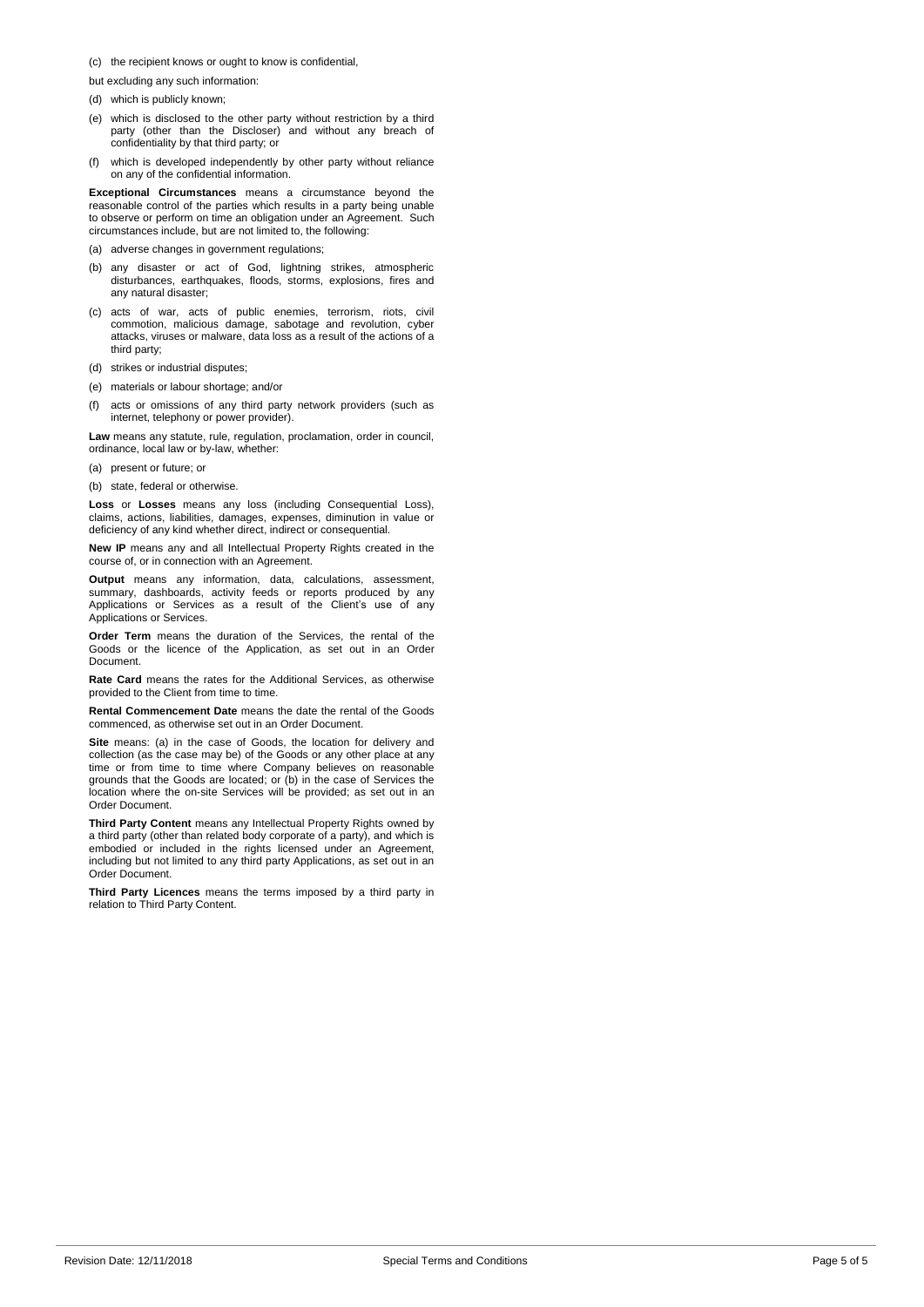(c) the recipient knows or ought to know is confidential,

but excluding any such information:

(d) which is publicly known;

(e) which is disclosed to the other party without restriction by a third party (other than the Discloser) and without any breach of confidentiality by that third party; or

(f) which is developed independently by other party without reliance on any of the confidential information.

**Exceptional Circumstances** means a circumstance beyond the reasonable control of the parties which results in a party being unable to observe or perform on time an obligation under an Agreement. Such circumstances include, but are not limited to, the following:

(a) adverse changes in government regulations;

(b) any disaster or act of God, lightning strikes, atmospheric disturbances, earthquakes, floods, storms, explosions, fires and any natural disaster;

(c) acts of war, acts of public enemies, terrorism, riots, civil commotion, malicious damage, sabotage and revolution, cyber attacks, viruses or malware, data loss as a result of the actions of a third party;

(d) strikes or industrial disputes;

(e) materials or labour shortage; and/or

(f) acts or omissions of any third party network providers (such as internet, telephony or power provider).

**Law** means any statute, rule, regulation, proclamation, order in council, ordinance, local law or by-law, whether:

(a) present or future; or

(b) state, federal or otherwise.

**Loss** or **Losses** means any loss (including Consequential Loss), claims, actions, liabilities, damages, expenses, diminution in value or deficiency of any kind whether direct, indirect or consequential.

**New IP** means any and all Intellectual Property Rights created in the course of, or in connection with an Agreement.

**Output** means any information, data, calculations, assessment, summary, dashboards, activity feeds or reports produced by any Applications or Services as a result of the Client's use of any Applications or Services.

**Order Term** means the duration of the Services, the rental of the Goods or the licence of the Application, as set out in an Order Document.

**Rate Card** means the rates for the Additional Services, as otherwise provided to the Client from time to time.

**Rental Commencement Date** means the date the rental of the Goods commenced, as otherwise set out in an Order Document.

**Site** means: (a) in the case of Goods, the location for delivery and collection (as the case may be) of the Goods or any other place at any time or from time to time where Company believes on reasonable grounds that the Goods are located; or (b) in the case of Services the location where the on-site Services will be provided; as set out in an Order Document.

**Third Party Content** means any Intellectual Property Rights owned by a third party (other than related body corporate of a party), and which is embodied or included in the rights licensed under an Agreement, including but not limited to any third party Applications, as set out in an Order Document.

**Third Party Licences** means the terms imposed by a third party in relation to Third Party Content.